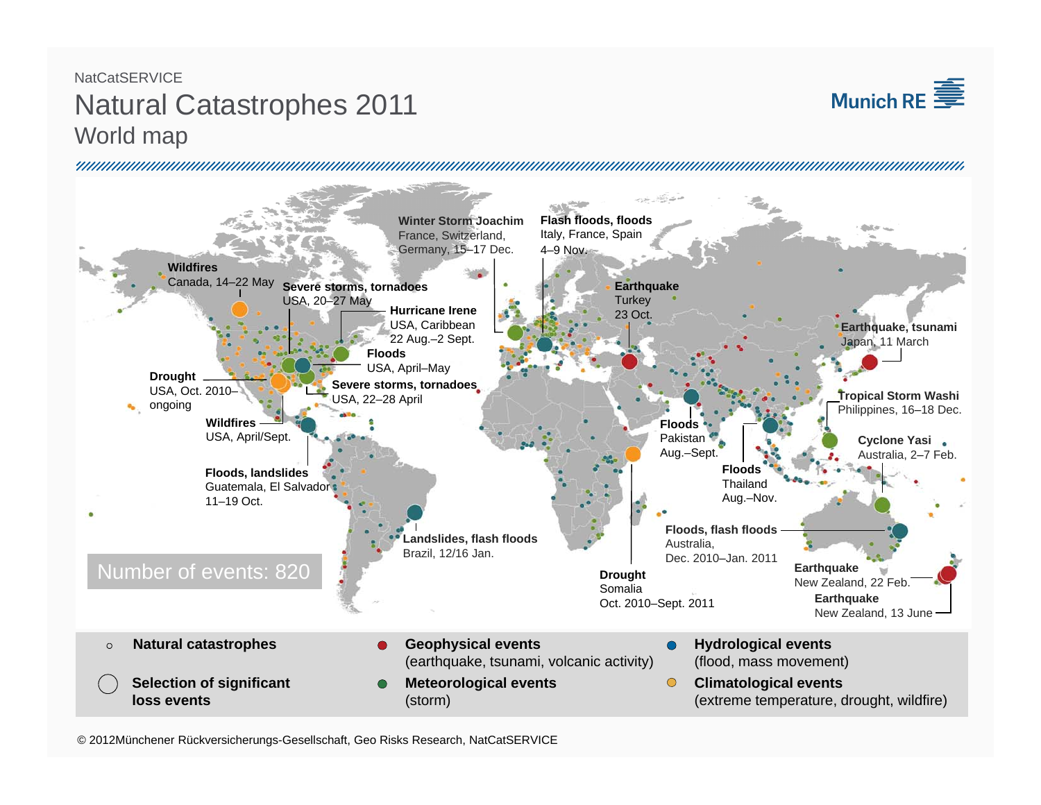NatCatSERVICE

# Natural Catastrophes 2011

## World map

Munich RE

**Winter Storm Joachim**
France, Switzerland, Germany, 15–17 Dec.

**Flash floods, floods**
Italy, France, Spain
4–9 Nov.

**Wildfires**
Canada, 14–22 May

**Severe storms, tornadoes**
USA, 20–27 May

**Hurricane Irene**
USA, Caribbean
22 Aug.–2 Sept.

**Floods**
USA, April–May

**Drought**
USA, Oct. 2010–ongoing

**Severe storms, tornadoes**
USA, 22–28 April

**Wildfires**
USA, April/Sept.

**Floods, landslides**
Guatemala, El Salvador
11–19 Oct.

**Landslides, flash floods**
Brazil, 12/16 Jan.

**Earthquake**
Turkey
23 Oct.

**Earthquake, tsunami**
Japan, 11 March

**Tropical Storm Washi**
Philippines, 16–18 Dec.

**Cyclone Yasi**
Australia, 2–7 Feb.

**Floods**
Pakistan
Aug.–Sept.

**Floods**
Thailand
Aug.–Nov.

**Floods, flash floods**
Australia,
Dec. 2010–Jan. 2011

**Drought**
Somalia
Oct. 2010–Sept. 2011

**Earthquake**
New Zealand, 22 Feb.

**Earthquake**
New Zealand, 13 June

Number of events: 820

| | | |
|---|---|---|
| **Natural catastrophes** | **Geophysical events** (earthquake, tsunami, volcanic activity) | **Hydrological events** (flood, mass movement) |
| **Selection of significant loss events** | **Meteorological events** (storm) | **Climatological events** (extreme temperature, drought, wildfire) |

© 2012Münchener Rückversicherungs-Gesellschaft, Geo Risks Research, NatCatSERVICE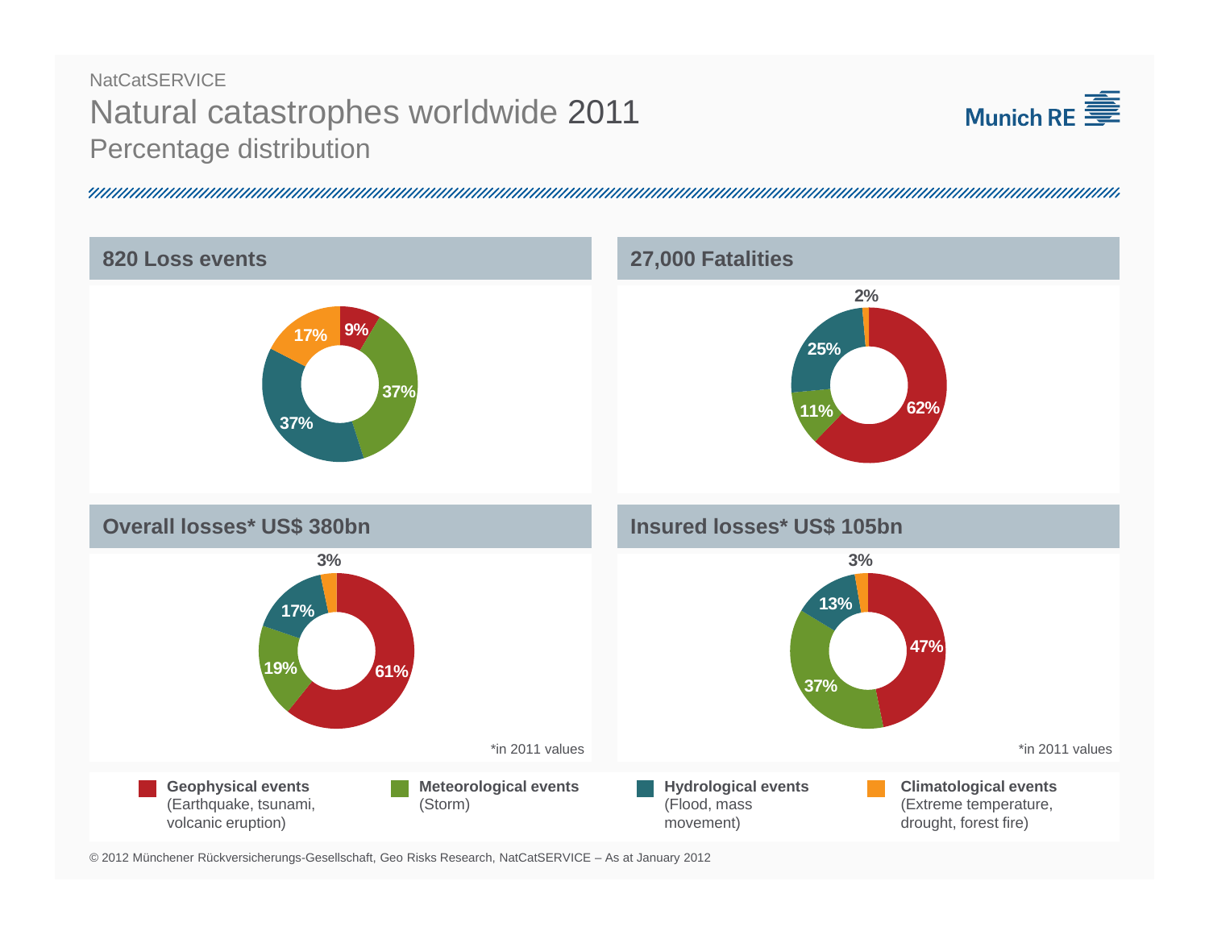NatCatSERVICE

# Natural catastrophes worldwide 2011

## Percentage distribution

Munich RE

### 820 Loss events

| Event type | Share |
|---|---|
| Geophysical events | 9% |
| Meteorological events | 37% |
| Hydrological events | 37% |
| Climatological events | 17% |

### 27,000 Fatalities

| Event type | Share |
|---|---|
| Geophysical events | 62% |
| Meteorological events | 11% |
| Hydrological events | 25% |
| Climatological events | 2% |

### Overall losses* US$ 380bn

| Event type | Share |
|---|---|
| Geophysical events | 61% |
| Meteorological events | 19% |
| Hydrological events | 17% |
| Climatological events | 3% |

*in 2011 values

### Insured losses* US$ 105bn

| Event type | Share |
|---|---|
| Geophysical events | 47% |
| Meteorological events | 37% |
| Hydrological events | 13% |
| Climatological events | 3% |

*in 2011 values

- **Geophysical events** (Earthquake, tsunami, volcanic eruption)
- **Meteorological events** (Storm)
- **Hydrological events** (Flood, mass movement)
- **Climatological events** (Extreme temperature, drought, forest fire)

© 2012 Münchener Rückversicherungs-Gesellschaft, Geo Risks Research, NatCatSERVICE – As at January 2012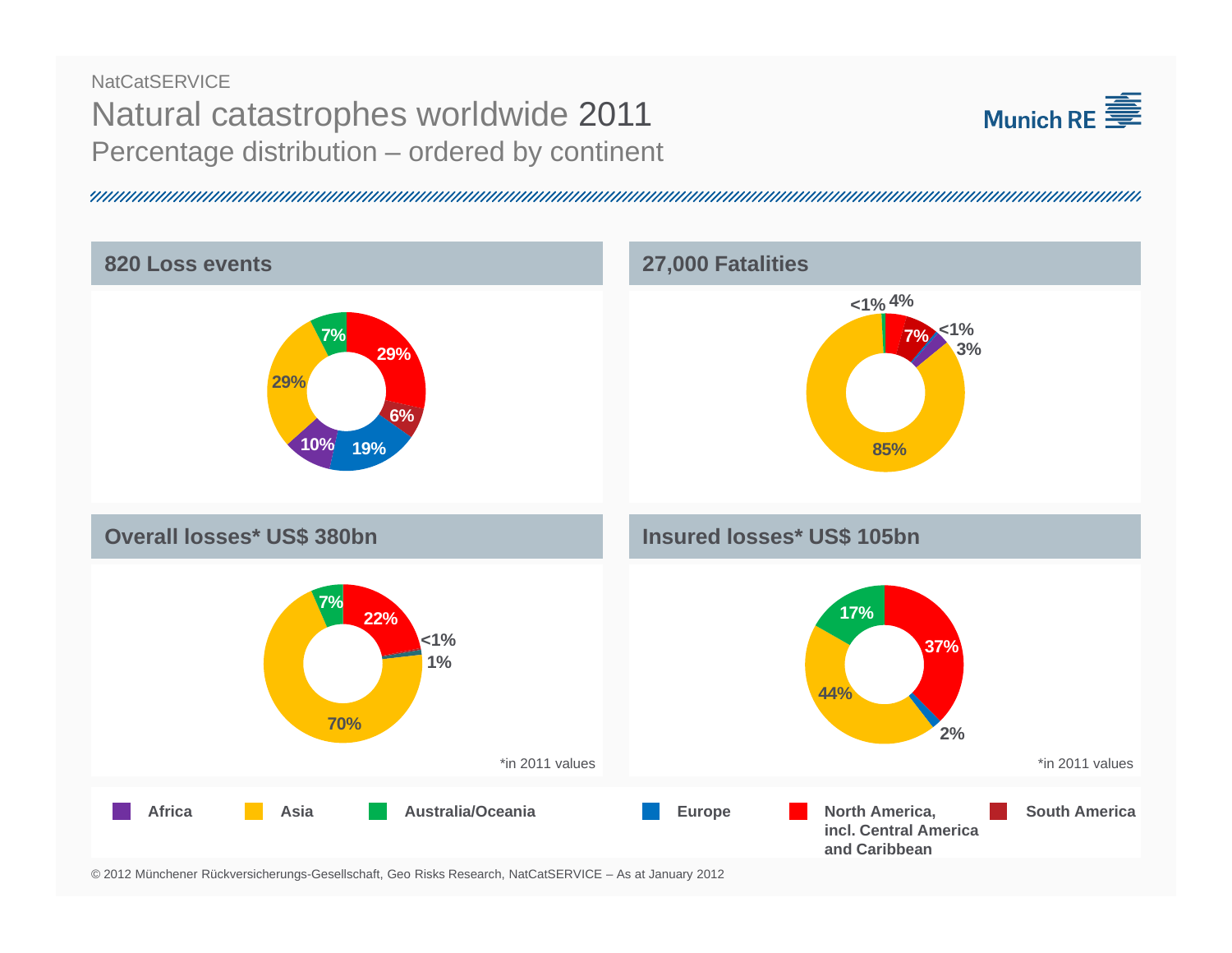NatCatSERVICE

# Natural catastrophes worldwide 2011

## Percentage distribution – ordered by continent

Munich RE

### 820 Loss events

29% | 6% | 19% | 10% | 29% | 7%

### 27,000 Fatalities

<1% | 4% | 7% | <1% | 3% | 85%

### Overall losses* US$ 380bn

7% | 22% | <1% | 1% | 70%

*in 2011 values

### Insured losses* US$ 105bn

17% | 37% | 2% | 44%

*in 2011 values

Africa | Asia | Australia/Oceania | Europe | North America, incl. Central America and Caribbean | South America

© 2012 Münchener Rückversicherungs-Gesellschaft, Geo Risks Research, NatCatSERVICE – As at January 2012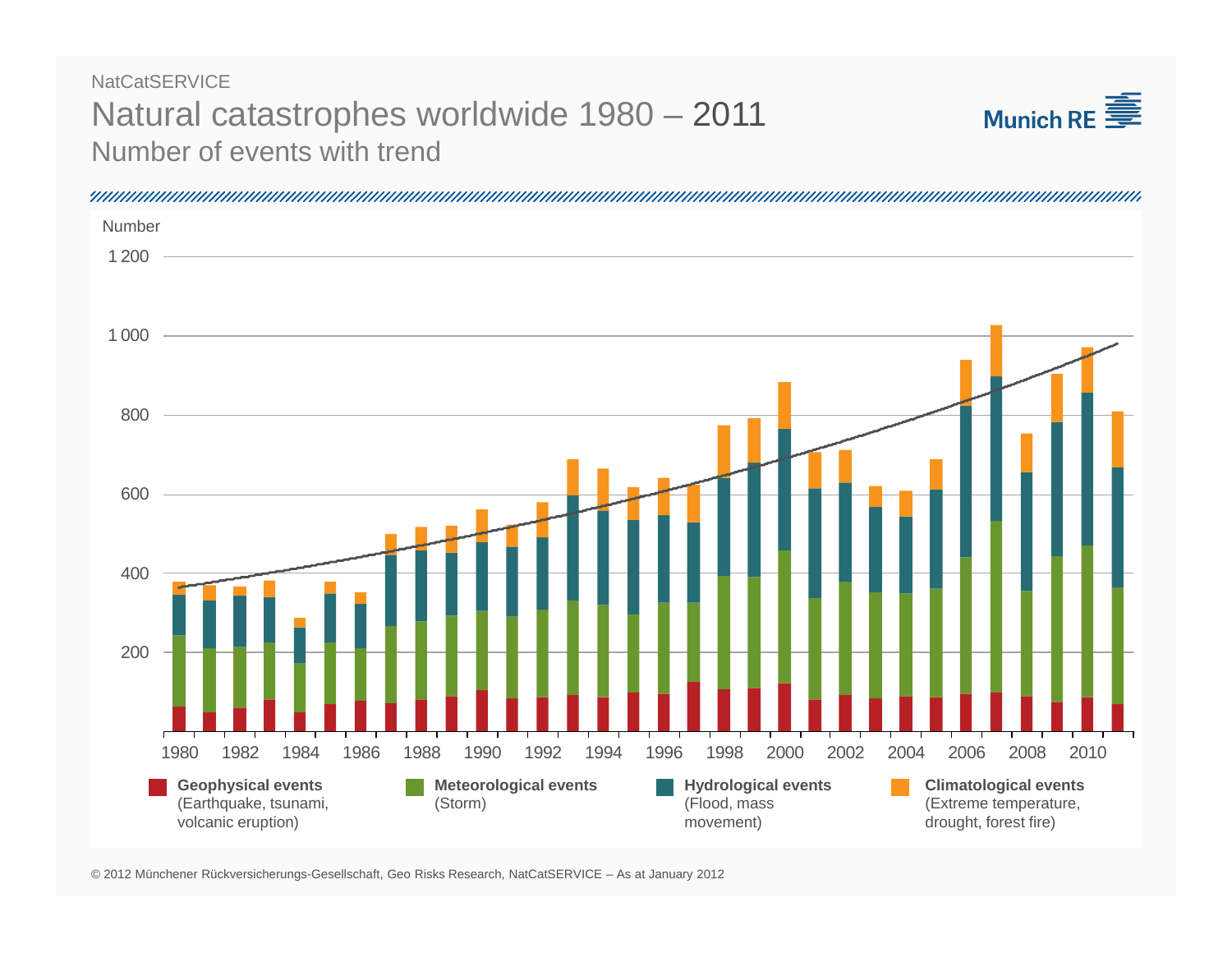NatCatSERVICE

# Natural catastrophes worldwide 1980 – 2011

## Number of events with trend

Number

1 200

1 000

800

600

400

200

1980 1982 1984 1986 1988 1990 1992 1994 1996 1998 2000 2002 2004 2006 2008 2010

**Geophysical events** (Earthquake, tsunami, volcanic eruption)

**Meteorological events** (Storm)

**Hydrological events** (Flood, mass movement)

**Climatological events** (Extreme temperature, drought, forest fire)

© 2012 Münchener Rückversicherungs-Gesellschaft, Geo Risks Research, NatCatSERVICE – As at January 2012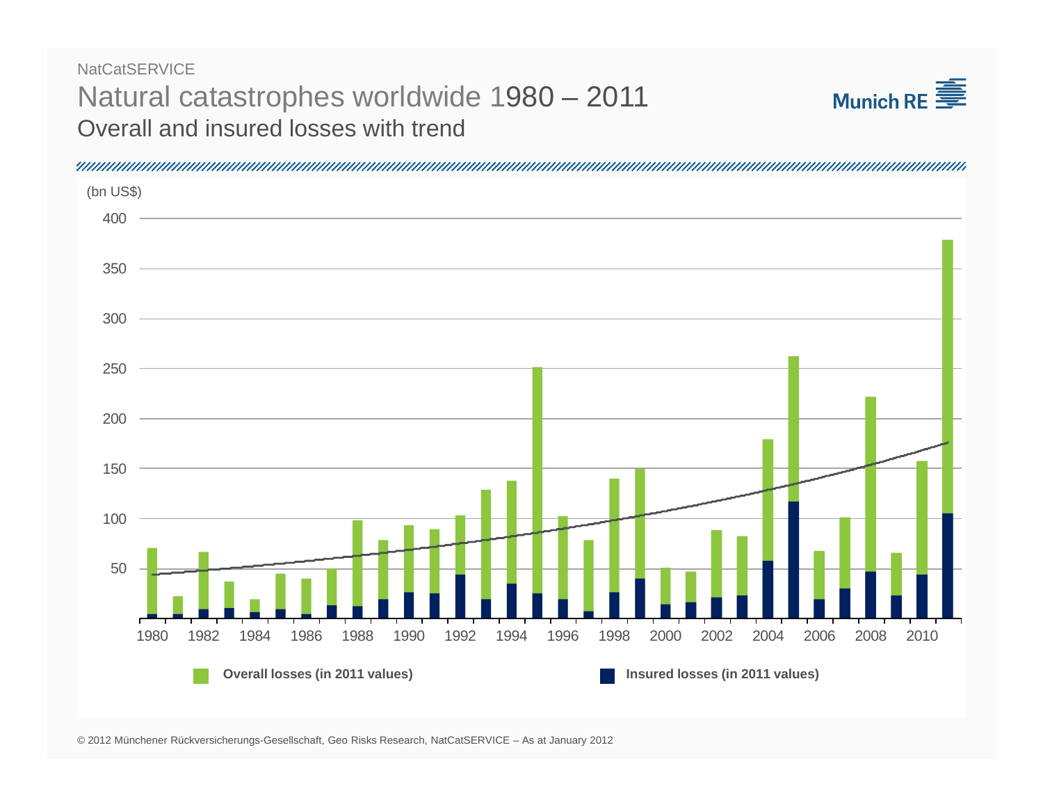NatCatSERVICE

# Natural catastrophes worldwide 1980 – 2011

## Overall and insured losses with trend

Munich RE

(bn US$)

400

350

300

250

200

150

100

50

1980 1982 1984 1986 1988 1990 1992 1994 1996 1998 2000 2002 2004 2006 2008 2010

Overall losses (in 2011 values)

Insured losses (in 2011 values)

© 2012 Münchener Rückversicherungs-Gesellschaft, Geo Risks Research, NatCatSERVICE – As at January 2012